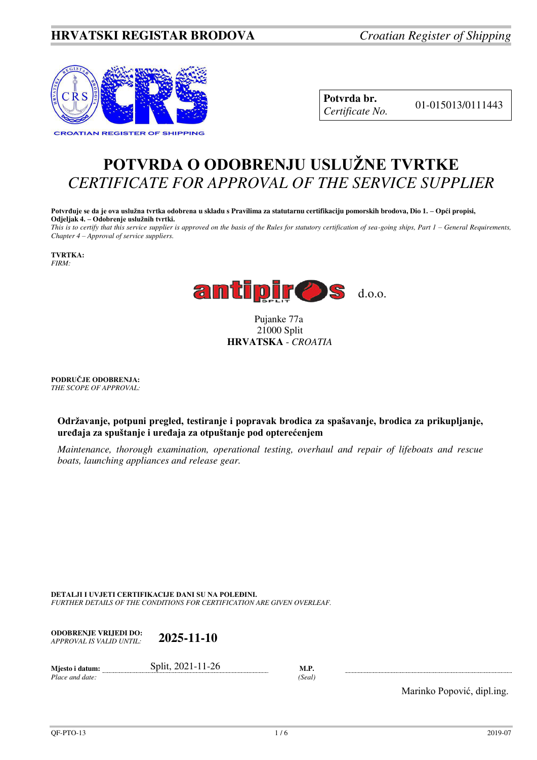**HRVATSKI REGISTAR BRODOVA** *Croatian Register of Shipping*

| **Potvrda br.** *Certificate No.* | 01-015013/0111443 |
| --- | --- |

# POTVRDA O ODOBRENJU USLUŽNE TVRTKE
# *CERTIFICATE FOR APPROVAL OF THE SERVICE SUPPLIER*

**Potvrđuje se da je ova uslužna tvrtka odobrena u skladu s Pravilima za statutarnu certifikaciju pomorskih brodova, Dio 1. – Opći propisi, Odjeljak 4. – Odobrenje uslužnih tvrtki.**
*This is to certify that this service supplier is approved on the basis of the Rules for statutory certification of sea-going ships, Part 1 – General Requirements, Chapter 4 – Approval of service suppliers.*

**TVRTKA:**
*FIRM:*

antipiros d.o.o.

Pujanke 77a
21000 Split
**HRVATSKA** - *CROATIA*

**PODRUČJE ODOBRENJA:**
*THE SCOPE OF APPROVAL:*

**Održavanje, potpuni pregled, testiranje i popravak brodica za spašavanje, brodica za prikupljanje, uređaja za spuštanje i uređaja za otpuštanje pod opterećenjem**

*Maintenance, thorough examination, operational testing, overhaul and repair of lifeboats and rescue boats, launching appliances and release gear.*

**DETALJI I UVJETI CERTIFIKACIJE DANI SU NA POLEĐINI.**
*FURTHER DETAILS OF THE CONDITIONS FOR CERTIFICATION ARE GIVEN OVERLEAF.*

**ODOBRENJE VRIJEDI DO:**
*APPROVAL IS VALID UNTIL:* **2025-11-10**

**Mjesto i datum:**
*Place and date:* Split, 2021-11-26

**M.P.**
*(Seal)*

Marinko Popović, dipl.ing.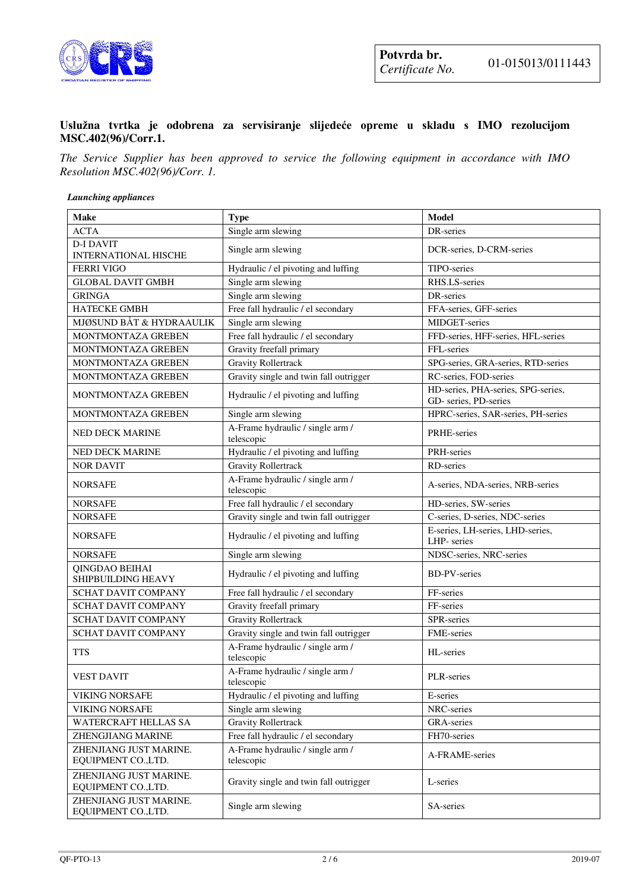| Potvrda br. *Certificate No.* | 01-015013/0111443 |
|---|---|

**Uslužna tvrtka je odobrena za servisiranje slijedeće opreme u skladu s IMO rezolucijom MSC.402(96)/Corr.1.**

*The Service Supplier has been approved to service the following equipment in accordance with IMO Resolution MSC.402(96)/Corr. 1.*

***Launching appliances***

| Make | Type | Model |
|---|---|---|
| ACTA | Single arm slewing | DR-series |
| D-I DAVIT INTERNATIONAL HISCHE | Single arm slewing | DCR-series, D-CRM-series |
| FERRI VIGO | Hydraulic / el pivoting and luffing | TIPO-series |
| GLOBAL DAVIT GMBH | Single arm slewing | RHS.LS-series |
| GRINGA | Single arm slewing | DR-series |
| HATECKE GMBH | Free fall hydraulic / el secondary | FFA-series, GFF-series |
| MJØSUND BÅT & HYDRAAULIK | Single arm slewing | MIDGET-series |
| MONTMONTAZA GREBEN | Free fall hydraulic / el secondary | FFD-series, HFF-series, HFL-series |
| MONTMONTAZA GREBEN | Gravity freefall primary | FFL-series |
| MONTMONTAZA GREBEN | Gravity Rollertrack | SPG-series, GRA-series, RTD-series |
| MONTMONTAZA GREBEN | Gravity single and twin fall outrigger | RC-series, FOD-series |
| MONTMONTAZA GREBEN | Hydraulic / el pivoting and luffing | HD-series, PHA-series, SPG-series, GD- series, PD-series |
| MONTMONTAZA GREBEN | Single arm slewing | HPRC-series, SAR-series, PH-series |
| NED DECK MARINE | A-Frame hydraulic / single arm / telescopic | PRHE-series |
| NED DECK MARINE | Hydraulic / el pivoting and luffing | PRH-series |
| NOR DAVIT | Gravity Rollertrack | RD-series |
| NORSAFE | A-Frame hydraulic / single arm / telescopic | A-series, NDA-series, NRB-series |
| NORSAFE | Free fall hydraulic / el secondary | HD-series, SW-series |
| NORSAFE | Gravity single and twin fall outrigger | C-series, D-series, NDC-series |
| NORSAFE | Hydraulic / el pivoting and luffing | E-series, LH-series, LHD-series, LHP- series |
| NORSAFE | Single arm slewing | NDSC-series, NRC-series |
| QINGDAO BEIHAI SHIPBUILDING HEAVY | Hydraulic / el pivoting and luffing | BD-PV-series |
| SCHAT DAVIT COMPANY | Free fall hydraulic / el secondary | FF-series |
| SCHAT DAVIT COMPANY | Gravity freefall primary | FF-series |
| SCHAT DAVIT COMPANY | Gravity Rollertrack | SPR-series |
| SCHAT DAVIT COMPANY | Gravity single and twin fall outrigger | FME-series |
| TTS | A-Frame hydraulic / single arm / telescopic | HL-series |
| VEST DAVIT | A-Frame hydraulic / single arm / telescopic | PLR-series |
| VIKING NORSAFE | Hydraulic / el pivoting and luffing | E-series |
| VIKING NORSAFE | Single arm slewing | NRC-series |
| WATERCRAFT HELLAS SA | Gravity Rollertrack | GRA-series |
| ZHENGJIANG MARINE | Free fall hydraulic / el secondary | FH70-series |
| ZHENJIANG JUST MARINE. EQUIPMENT CO.,LTD. | A-Frame hydraulic / single arm / telescopic | A-FRAME-series |
| ZHENJIANG JUST MARINE. EQUIPMENT CO.,LTD. | Gravity single and twin fall outrigger | L-series |
| ZHENJIANG JUST MARINE. EQUIPMENT CO.,LTD. | Single arm slewing | SA-series |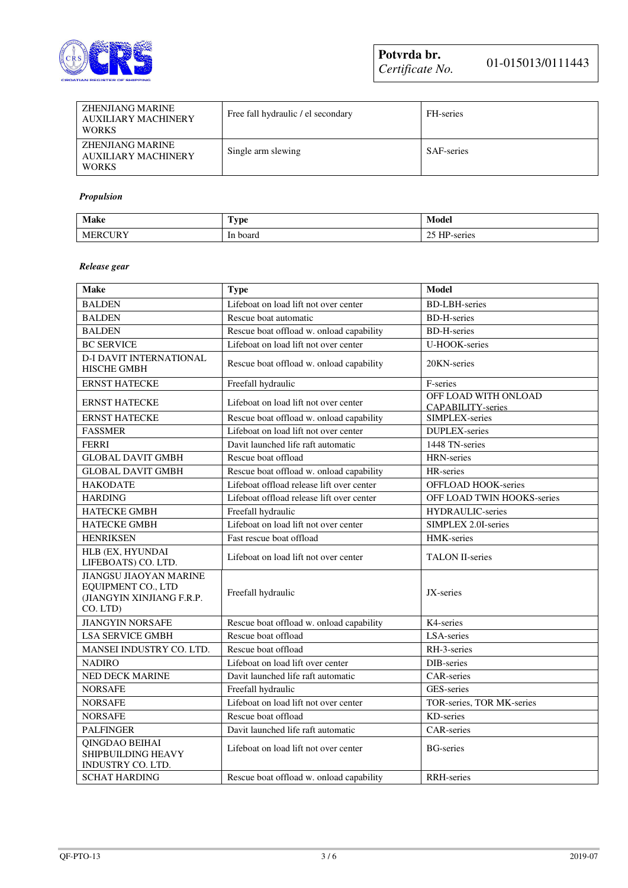| | | |
|---|---|---|
| ZHENJIANG MARINE AUXILIARY MACHINERY WORKS | Free fall hydraulic / el secondary | FH-series |
| ZHENJIANG MARINE AUXILIARY MACHINERY WORKS | Single arm slewing | SAF-series |

***Propulsion***

| Make | Type | Model |
|---|---|---|
| MERCURY | In board | 25 HP-series |

***Release gear***

| Make | Type | Model |
|---|---|---|
| BALDEN | Lifeboat on load lift not over center | BD-LBH-series |
| BALDEN | Rescue boat automatic | BD-H-series |
| BALDEN | Rescue boat offload w. onload capability | BD-H-series |
| BC SERVICE | Lifeboat on load lift not over center | U-HOOK-series |
| D-I DAVIT INTERNATIONAL HISCHE GMBH | Rescue boat offload w. onload capability | 20KN-series |
| ERNST HATECKE | Freefall hydraulic | F-series |
| ERNST HATECKE | Lifeboat on load lift not over center | OFF LOAD WITH ONLOAD CAPABILITY-series |
| ERNST HATECKE | Rescue boat offload w. onload capability | SIMPLEX-series |
| FASSMER | Lifeboat on load lift not over center | DUPLEX-series |
| FERRI | Davit launched life raft automatic | 1448 TN-series |
| GLOBAL DAVIT GMBH | Rescue boat offload | HRN-series |
| GLOBAL DAVIT GMBH | Rescue boat offload w. onload capability | HR-series |
| HAKODATE | Lifeboat offload release lift over center | OFFLOAD HOOK-series |
| HARDING | Lifeboat offload release lift over center | OFF LOAD TWIN HOOKS-series |
| HATECKE GMBH | Freefall hydraulic | HYDRAULIC-series |
| HATECKE GMBH | Lifeboat on load lift not over center | SIMPLEX 2.0I-series |
| HENRIKSEN | Fast rescue boat offload | HMK-series |
| HLB (EX, HYUNDAI LIFEBOATS) CO. LTD. | Lifeboat on load lift not over center | TALON II-series |
| JIANGSU JIAOYAN MARINE EQUIPMENT CO., LTD (JIANGYIN XINJIANG F.R.P. CO. LTD) | Freefall hydraulic | JX-series |
| JIANGYIN NORSAFE | Rescue boat offload w. onload capability | K4-series |
| LSA SERVICE GMBH | Rescue boat offload | LSA-series |
| MANSEI INDUSTRY CO. LTD. | Rescue boat offload | RH-3-series |
| NADIRO | Lifeboat on load lift over center | DIB-series |
| NED DECK MARINE | Davit launched life raft automatic | CAR-series |
| NORSAFE | Freefall hydraulic | GES-series |
| NORSAFE | Lifeboat on load lift not over center | TOR-series, TOR MK-series |
| NORSAFE | Rescue boat offload | KD-series |
| PALFINGER | Davit launched life raft automatic | CAR-series |
| QINGDAO BEIHAI SHIPBUILDING HEAVY INDUSTRY CO. LTD. | Lifeboat on load lift not over center | BG-series |
| SCHAT HARDING | Rescue boat offload w. onload capability | RRH-series |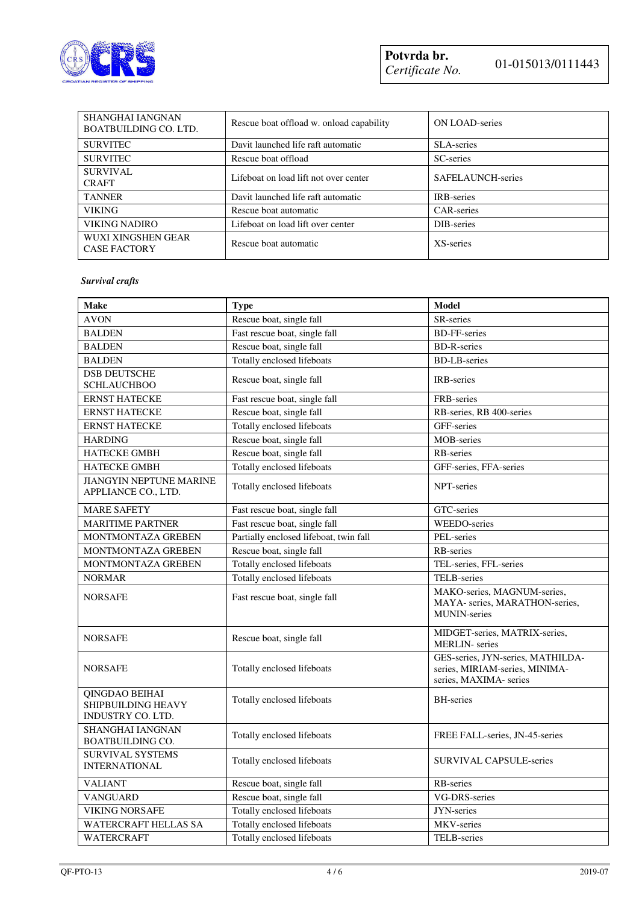| | | |
|---|---|---|
| SHANGHAI IANGNAN BOATBUILDING CO. LTD. | Rescue boat offload w. onload capability | ON LOAD-series |
| SURVITEC | Davit launched life raft automatic | SLA-series |
| SURVITEC | Rescue boat offload | SC-series |
| SURVIVAL CRAFT | Lifeboat on load lift not over center | SAFELAUNCH-series |
| TANNER | Davit launched life raft automatic | IRB-series |
| VIKING | Rescue boat automatic | CAR-series |
| VIKING NADIRO | Lifeboat on load lift over center | DIB-series |
| WUXI XINGSHEN GEAR CASE FACTORY | Rescue boat automatic | XS-series |

*Survival crafts*

| Make | Type | Model |
|---|---|---|
| AVON | Rescue boat, single fall | SR-series |
| BALDEN | Fast rescue boat, single fall | BD-FF-series |
| BALDEN | Rescue boat, single fall | BD-R-series |
| BALDEN | Totally enclosed lifeboats | BD-LB-series |
| DSB DEUTSCHE SCHLAUCHBOO | Rescue boat, single fall | IRB-series |
| ERNST HATECKE | Fast rescue boat, single fall | FRB-series |
| ERNST HATECKE | Rescue boat, single fall | RB-series, RB 400-series |
| ERNST HATECKE | Totally enclosed lifeboats | GFF-series |
| HARDING | Rescue boat, single fall | MOB-series |
| HATECKE GMBH | Rescue boat, single fall | RB-series |
| HATECKE GMBH | Totally enclosed lifeboats | GFF-series, FFA-series |
| JIANGYIN NEPTUNE MARINE APPLIANCE CO., LTD. | Totally enclosed lifeboats | NPT-series |
| MARE SAFETY | Fast rescue boat, single fall | GTC-series |
| MARITIME PARTNER | Fast rescue boat, single fall | WEEDO-series |
| MONTMONTAZA GREBEN | Partially enclosed lifeboat, twin fall | PEL-series |
| MONTMONTAZA GREBEN | Rescue boat, single fall | RB-series |
| MONTMONTAZA GREBEN | Totally enclosed lifeboats | TEL-series, FFL-series |
| NORMAR | Totally enclosed lifeboats | TELB-series |
| NORSAFE | Fast rescue boat, single fall | MAKO-series, MAGNUM-series, MAYA- series, MARATHON-series, MUNIN-series |
| NORSAFE | Rescue boat, single fall | MIDGET-series, MATRIX-series, MERLIN- series |
| NORSAFE | Totally enclosed lifeboats | GES-series, JYN-series, MATHILDA-series, MIRIAM-series, MINIMA-series, MAXIMA- series |
| QINGDAO BEIHAI SHIPBUILDING HEAVY INDUSTRY CO. LTD. | Totally enclosed lifeboats | BH-series |
| SHANGHAI IANGNAN BOATBUILDING CO. | Totally enclosed lifeboats | FREE FALL-series, JN-45-series |
| SURVIVAL SYSTEMS INTERNATIONAL | Totally enclosed lifeboats | SURVIVAL CAPSULE-series |
| VALIANT | Rescue boat, single fall | RB-series |
| VANGUARD | Rescue boat, single fall | VG-DRS-series |
| VIKING NORSAFE | Totally enclosed lifeboats | JYN-series |
| WATERCRAFT HELLAS SA | Totally enclosed lifeboats | MKV-series |
| WATERCRAFT | Totally enclosed lifeboats | TELB-series |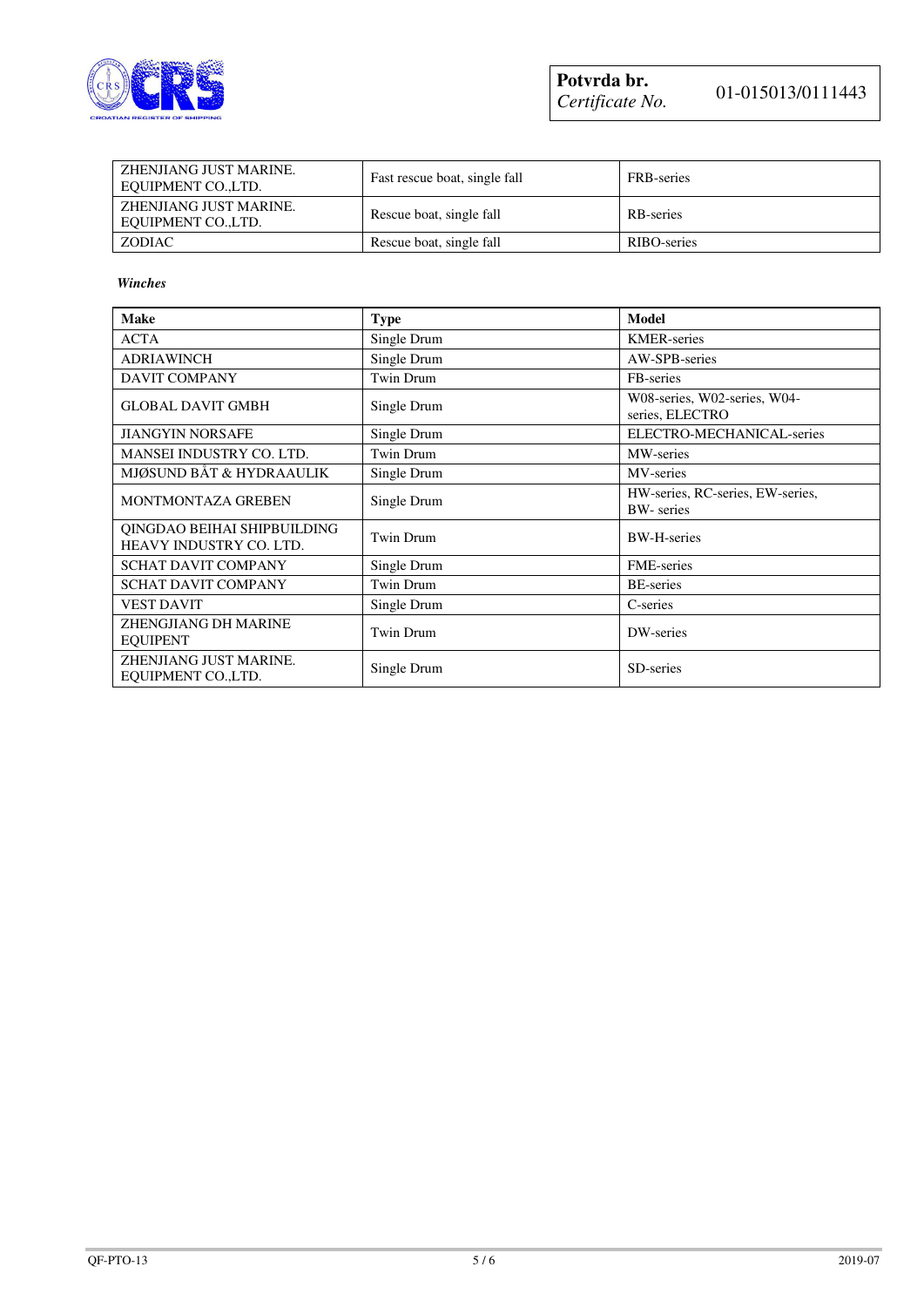| | | |
|---|---|---|
| ZHENJIANG JUST MARINE. EQUIPMENT CO.,LTD. | Fast rescue boat, single fall | FRB-series |
| ZHENJIANG JUST MARINE. EQUIPMENT CO.,LTD. | Rescue boat, single fall | RB-series |
| ZODIAC | Rescue boat, single fall | RIBO-series |

*Winches*

| Make | Type | Model |
|---|---|---|
| ACTA | Single Drum | KMER-series |
| ADRIAWINCH | Single Drum | AW-SPB-series |
| DAVIT COMPANY | Twin Drum | FB-series |
| GLOBAL DAVIT GMBH | Single Drum | W08-series, W02-series, W04-series, ELECTRO |
| JIANGYIN NORSAFE | Single Drum | ELECTRO-MECHANICAL-series |
| MANSEI INDUSTRY CO. LTD. | Twin Drum | MW-series |
| MJØSUND BÅT & HYDRAAULIK | Single Drum | MV-series |
| MONTMONTAZA GREBEN | Single Drum | HW-series, RC-series, EW-series, BW- series |
| QINGDAO BEIHAI SHIPBUILDING HEAVY INDUSTRY CO. LTD. | Twin Drum | BW-H-series |
| SCHAT DAVIT COMPANY | Single Drum | FME-series |
| SCHAT DAVIT COMPANY | Twin Drum | BE-series |
| VEST DAVIT | Single Drum | C-series |
| ZHENGJIANG DH MARINE EQUIPENT | Twin Drum | DW-series |
| ZHENJIANG JUST MARINE. EQUIPMENT CO.,LTD. | Single Drum | SD-series |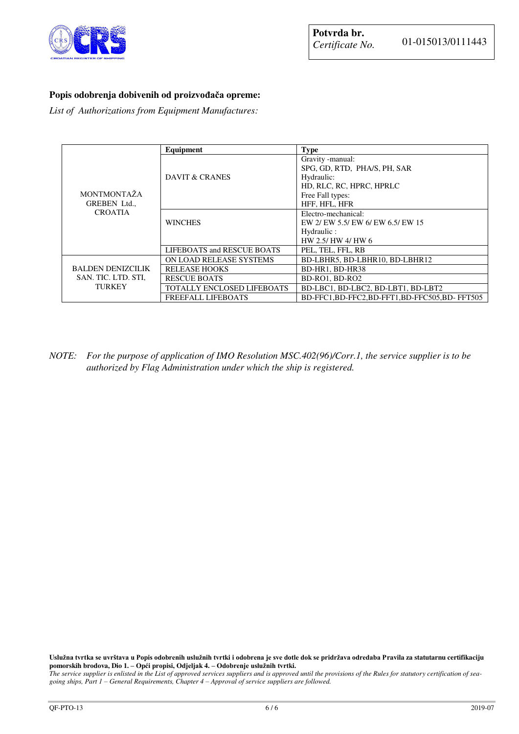Potvrda br. / *Certificate No.* 01-015013/0111443

**Popis odobrenja dobivenih od proizvođača opreme:**

*List of Authorizations from Equipment Manufactures:*

| | Equipment | Type |
|---|---|---|
| MONTMONTAŽA GREBEN Ltd., CROATIA | DAVIT & CRANES | Gravity -manual: SPG, GD, RTD, PHA/S, PH, SAR<br>Hydraulic: HD, RLC, RC, HPRC, HPRLC<br>Free Fall types: HFF, HFL, HFR |
| | WINCHES | Electro-mechanical: EW 2/ EW 5.5/ EW 6/ EW 6.5/ EW 15<br>Hydraulic : HW 2.5/ HW 4/ HW 6 |
| | LIFEBOATS and RESCUE BOATS | PEL, TEL, FFL, RB |
| BALDEN DENIZCILIK SAN. TIC. LTD. STI, TURKEY | ON LOAD RELEASE SYSTEMS | BD-LBHR5, BD-LBHR10, BD-LBHR12 |
| | RELEASE HOOKS | BD-HR1, BD-HR38 |
| | RESCUE BOATS | BD-RO1, BD-RO2 |
| | TOTALLY ENCLOSED LIFEBOATS | BD-LBC1, BD-LBC2, BD-LBT1, BD-LBT2 |
| | FREEFALL LIFEBOATS | BD-FFC1,BD-FFC2,BD-FFT1,BD-FFC505,BD- FFT505 |

*NOTE: For the purpose of application of IMO Resolution MSC.402(96)/Corr.1, the service supplier is to be authorized by Flag Administration under which the ship is registered.*

**Uslužna tvrtka se uvrštava u Popis odobrenih uslužnih tvrtki i odobrena je sve dotle dok se pridržava odredaba Pravila za statutarnu certifikaciju pomorskih brodova, Dio 1. – Opći propisi, Odjeljak 4. – Odobrenje uslužnih tvrtki.**

*The service supplier is enlisted in the List of approved services suppliers and is approved until the provisions of the Rules for statutory certification of sea-going ships, Part 1 – General Requirements, Chapter 4 – Approval of service suppliers are followed.*

QF-PTO-13 2019-07